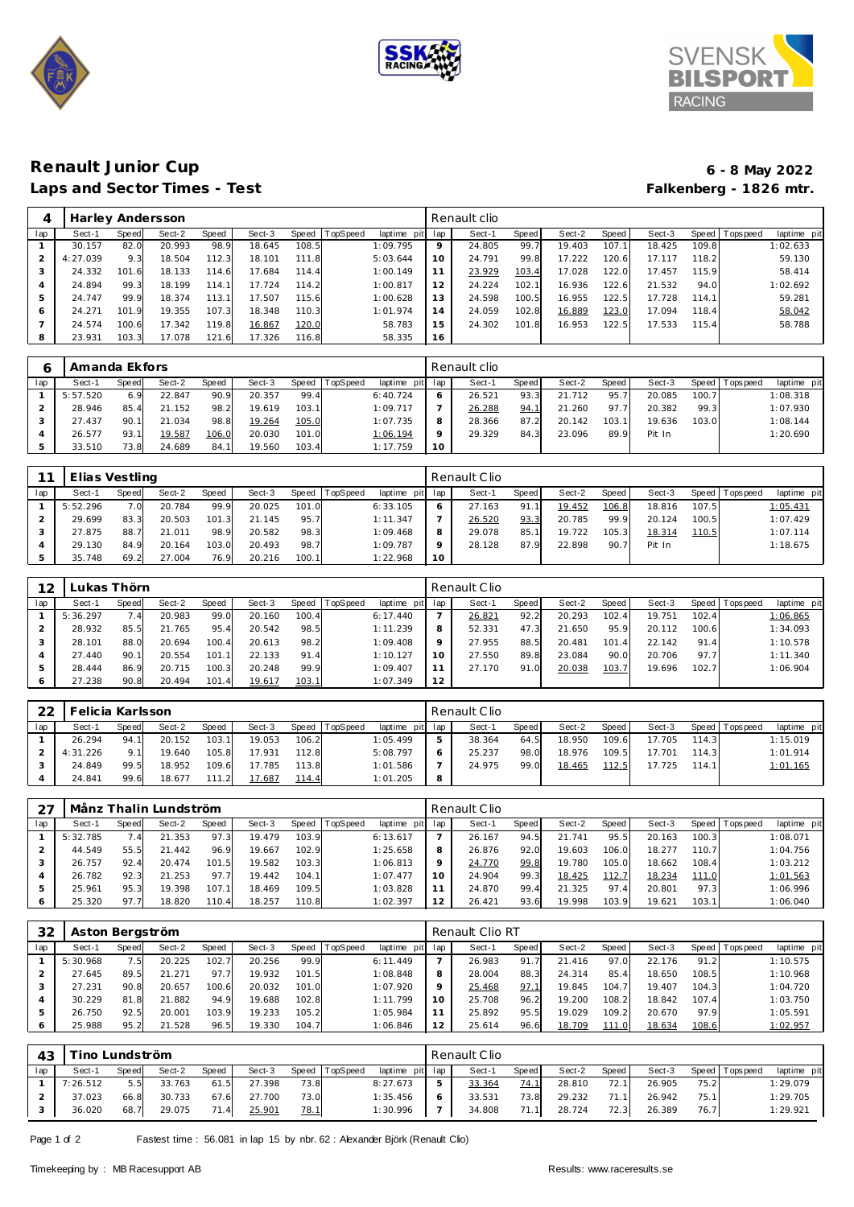# Renault Junior Cup

**6 - 8 May 2022**

## Laps and Sector Times - Test

**Falkenberg - 1826 mtr.**

| 4 | Harley Andersson | | | | | | | | Renault clio | | | | | | | | |
|---|---|---|---|---|---|---|---|---|---|---|---|---|---|---|---|---|---|
| lap | Sect-1 | Speed | Sect-2 | Speed | Sect-3 | Speed | TopSpeed | laptime pit | lap | Sect-1 | Speed | Sect-2 | Speed | Sect-3 | Speed | Topspeed | laptime pit |
| 1 | 30.157 | 82.0 | 20.993 | 98.9 | 18.645 | 108.5 | | 1:09.795 | 9 | 24.805 | 99.7 | 19.403 | 107.1 | 18.425 | 109.8 | | 1:02.633 |
| 2 | 4:27.039 | 9.3 | 18.504 | 112.3 | 18.101 | 111.8 | | 5:03.644 | 10 | 24.791 | 99.8 | 17.222 | 120.6 | 17.117 | 118.2 | | 59.130 |
| 3 | 24.332 | 101.6 | 18.133 | 114.6 | 17.684 | 114.4 | | 1:00.149 | 11 | 23.929 | 103.4 | 17.028 | 122.0 | 17.457 | 115.9 | | 58.414 |
| 4 | 24.894 | 99.3 | 18.199 | 114.1 | 17.724 | 114.2 | | 1:00.817 | 12 | 24.224 | 102.1 | 16.936 | 122.6 | 21.532 | 94.0 | | 1:02.692 |
| 5 | 24.747 | 99.9 | 18.374 | 113.1 | 17.507 | 115.6 | | 1:00.628 | 13 | 24.598 | 100.5 | 16.955 | 122.5 | 17.728 | 114.1 | | 59.281 |
| 6 | 24.271 | 101.9 | 19.355 | 107.3 | 18.348 | 110.3 | | 1:01.974 | 14 | 24.059 | 102.8 | 16.889 | 123.0 | 17.094 | 118.4 | | 58.042 |
| 7 | 24.574 | 100.6 | 17.342 | 119.8 | 16.867 | 120.0 | | 58.783 | 15 | 24.302 | 101.8 | 16.953 | 122.5 | 17.533 | 115.4 | | 58.788 |
| 8 | 23.931 | 103.3 | 17.078 | 121.6 | 17.326 | 116.8 | | 58.335 | 16 | | | | | | | | |

| 6 | Amanda Ekfors | | | | | | | | Renault clio | | | | | | | | |
|---|---|---|---|---|---|---|---|---|---|---|---|---|---|---|---|---|---|
| lap | Sect-1 | Speed | Sect-2 | Speed | Sect-3 | Speed | TopSpeed | laptime pit | lap | Sect-1 | Speed | Sect-2 | Speed | Sect-3 | Speed | Topspeed | laptime pit |
| 1 | 5:57.520 | 6.9 | 22.847 | 90.9 | 20.357 | 99.4 | | 6:40.724 | 6 | 26.521 | 93.3 | 21.712 | 95.7 | 20.085 | 100.7 | | 1:08.318 |
| 2 | 28.946 | 85.4 | 21.152 | 98.2 | 19.619 | 103.1 | | 1:09.717 | 7 | 26.288 | 94.1 | 21.260 | 97.7 | 20.382 | 99.3 | | 1:07.930 |
| 3 | 27.437 | 90.1 | 21.034 | 98.8 | 19.264 | 105.0 | | 1:07.735 | 8 | 28.366 | 87.2 | 20.142 | 103.1 | 19.636 | 103.0 | | 1:08.144 |
| 4 | 26.577 | 93.1 | 19.587 | 106.0 | 20.030 | 101.0 | | 1:06.194 | 9 | 29.329 | 84.3 | 23.096 | 89.9 | Pit In | | | 1:20.690 |
| 5 | 33.510 | 73.8 | 24.689 | 84.1 | 19.560 | 103.4 | | 1:17.759 | 10 | | | | | | | | |

| 11 | Elias Vestling | | | | | | | | Renault Clio | | | | | | | | |
|---|---|---|---|---|---|---|---|---|---|---|---|---|---|---|---|---|---|
| lap | Sect-1 | Speed | Sect-2 | Speed | Sect-3 | Speed | TopSpeed | laptime pit | lap | Sect-1 | Speed | Sect-2 | Speed | Sect-3 | Speed | Topspeed | laptime pit |
| 1 | 5:52.296 | 7.0 | 20.784 | 99.9 | 20.025 | 101.0 | | 6:33.105 | 6 | 27.163 | 91.1 | 19.452 | 106.8 | 18.816 | 107.5 | | 1:05.431 |
| 2 | 29.699 | 83.3 | 20.503 | 101.3 | 21.145 | 95.7 | | 1:11.347 | 7 | 26.520 | 93.3 | 20.785 | 99.9 | 20.124 | 100.5 | | 1:07.429 |
| 3 | 27.875 | 88.7 | 21.011 | 98.9 | 20.582 | 98.3 | | 1:09.468 | 8 | 29.078 | 85.1 | 19.722 | 105.3 | 18.314 | 110.5 | | 1:07.114 |
| 4 | 29.130 | 84.9 | 20.164 | 103.0 | 20.493 | 98.7 | | 1:09.787 | 9 | 28.128 | 87.9 | 22.898 | 90.7 | Pit In | | | 1:18.675 |
| 5 | 35.748 | 69.2 | 27.004 | 76.9 | 20.216 | 100.1 | | 1:22.968 | 10 | | | | | | | | |

| 12 | Lukas Thörn | | | | | | | | Renault Clio | | | | | | | | |
|---|---|---|---|---|---|---|---|---|---|---|---|---|---|---|---|---|---|
| lap | Sect-1 | Speed | Sect-2 | Speed | Sect-3 | Speed | TopSpeed | laptime pit | lap | Sect-1 | Speed | Sect-2 | Speed | Sect-3 | Speed | Topspeed | laptime pit |
| 1 | 5:36.297 | 7.4 | 20.983 | 99.0 | 20.160 | 100.4 | | 6:17.440 | 7 | 26.821 | 92.2 | 20.293 | 102.4 | 19.751 | 102.4 | | 1:06.865 |
| 2 | 28.932 | 85.5 | 21.765 | 95.4 | 20.542 | 98.5 | | 1:11.239 | 8 | 52.331 | 47.3 | 21.650 | 95.9 | 20.112 | 100.6 | | 1:34.093 |
| 3 | 28.101 | 88.0 | 20.694 | 100.4 | 20.613 | 98.2 | | 1:09.408 | 9 | 27.955 | 88.5 | 20.481 | 101.4 | 22.142 | 91.4 | | 1:10.578 |
| 4 | 27.440 | 90.1 | 20.554 | 101.1 | 22.133 | 91.4 | | 1:10.127 | 10 | 27.550 | 89.8 | 23.084 | 90.0 | 20.706 | 97.7 | | 1:11.340 |
| 5 | 28.444 | 86.9 | 20.715 | 100.3 | 20.248 | 99.9 | | 1:09.407 | 11 | 27.170 | 91.0 | 20.038 | 103.7 | 19.696 | 102.7 | | 1:06.904 |
| 6 | 27.238 | 90.8 | 20.494 | 101.4 | 19.617 | 103.1 | | 1:07.349 | 12 | | | | | | | | |

| 22 | Felicia Karlsson | | | | | | | | Renault Clio | | | | | | | | |
|---|---|---|---|---|---|---|---|---|---|---|---|---|---|---|---|---|---|
| lap | Sect-1 | Speed | Sect-2 | Speed | Sect-3 | Speed | TopSpeed | laptime pit | lap | Sect-1 | Speed | Sect-2 | Speed | Sect-3 | Speed | Topspeed | laptime pit |
| 1 | 26.294 | 94.1 | 20.152 | 103.1 | 19.053 | 106.2 | | 1:05.499 | 5 | 38.364 | 64.5 | 18.950 | 109.6 | 17.705 | 114.3 | | 1:15.019 |
| 2 | 4:31.226 | 9.1 | 19.640 | 105.8 | 17.931 | 112.8 | | 5:08.797 | 6 | 25.237 | 98.0 | 18.976 | 109.5 | 17.701 | 114.3 | | 1:01.914 |
| 3 | 24.849 | 99.5 | 18.952 | 109.6 | 17.785 | 113.8 | | 1:01.586 | 7 | 24.975 | 99.0 | 18.465 | 112.5 | 17.725 | 114.1 | | 1:01.165 |
| 4 | 24.841 | 99.6 | 18.677 | 111.2 | 17.687 | 114.4 | | 1:01.205 | 8 | | | | | | | | |

| 27 | Månz Thalin Lundström | | | | | | | | Renault Clio | | | | | | | | |
|---|---|---|---|---|---|---|---|---|---|---|---|---|---|---|---|---|---|
| lap | Sect-1 | Speed | Sect-2 | Speed | Sect-3 | Speed | TopSpeed | laptime pit | lap | Sect-1 | Speed | Sect-2 | Speed | Sect-3 | Speed | Topspeed | laptime pit |
| 1 | 5:32.785 | 7.4 | 21.353 | 97.3 | 19.479 | 103.9 | | 6:13.617 | 7 | 26.167 | 94.5 | 21.741 | 95.5 | 20.163 | 100.3 | | 1:08.071 |
| 2 | 44.549 | 55.5 | 21.442 | 96.9 | 19.667 | 102.9 | | 1:25.658 | 8 | 26.876 | 92.0 | 19.603 | 106.0 | 18.277 | 110.7 | | 1:04.756 |
| 3 | 26.757 | 92.4 | 20.474 | 101.5 | 19.582 | 103.3 | | 1:06.813 | 9 | 24.770 | 99.8 | 19.780 | 105.0 | 18.662 | 108.4 | | 1:03.212 |
| 4 | 26.782 | 92.3 | 21.253 | 97.7 | 19.442 | 104.1 | | 1:07.477 | 10 | 24.904 | 99.3 | 18.425 | 112.7 | 18.234 | 111.0 | | 1:01.563 |
| 5 | 25.961 | 95.3 | 19.398 | 107.1 | 18.469 | 109.5 | | 1:03.828 | 11 | 24.870 | 99.4 | 21.325 | 97.4 | 20.801 | 97.3 | | 1:06.996 |
| 6 | 25.320 | 97.7 | 18.820 | 110.4 | 18.257 | 110.8 | | 1:02.397 | 12 | 26.421 | 93.6 | 19.998 | 103.9 | 19.621 | 103.1 | | 1:06.040 |

| 32 | Aston Bergström | | | | | | | | Renault Clio RT | | | | | | | | |
|---|---|---|---|---|---|---|---|---|---|---|---|---|---|---|---|---|---|
| lap | Sect-1 | Speed | Sect-2 | Speed | Sect-3 | Speed | TopSpeed | laptime pit | lap | Sect-1 | Speed | Sect-2 | Speed | Sect-3 | Speed | Topspeed | laptime pit |
| 1 | 5:30.968 | 7.5 | 20.225 | 102.7 | 20.256 | 99.9 | | 6:11.449 | 7 | 26.983 | 91.7 | 21.416 | 97.0 | 22.176 | 91.2 | | 1:10.575 |
| 2 | 27.645 | 89.5 | 21.271 | 97.7 | 19.932 | 101.5 | | 1:08.848 | 8 | 28.004 | 88.3 | 24.314 | 85.4 | 18.650 | 108.5 | | 1:10.968 |
| 3 | 27.231 | 90.8 | 20.657 | 100.6 | 20.032 | 101.0 | | 1:07.920 | 9 | 25.468 | 97.1 | 19.845 | 104.7 | 19.407 | 104.3 | | 1:04.720 |
| 4 | 30.229 | 81.8 | 21.882 | 94.9 | 19.688 | 102.8 | | 1:11.799 | 10 | 25.708 | 96.2 | 19.200 | 108.2 | 18.842 | 107.4 | | 1:03.750 |
| 5 | 26.750 | 92.5 | 20.001 | 103.9 | 19.233 | 105.2 | | 1:05.984 | 11 | 25.892 | 95.5 | 19.029 | 109.2 | 20.670 | 97.9 | | 1:05.591 |
| 6 | 25.988 | 95.2 | 21.528 | 96.5 | 19.330 | 104.7 | | 1:06.846 | 12 | 25.614 | 96.6 | 18.709 | 111.0 | 18.634 | 108.6 | | 1:02.957 |

| 43 | Tino Lundström | | | | | | | | Renault Clio | | | | | | | | |
|---|---|---|---|---|---|---|---|---|---|---|---|---|---|---|---|---|---|
| lap | Sect-1 | Speed | Sect-2 | Speed | Sect-3 | Speed | TopSpeed | laptime pit | lap | Sect-1 | Speed | Sect-2 | Speed | Sect-3 | Speed | Topspeed | laptime pit |
| 1 | 7:26.512 | 5.5 | 33.763 | 61.5 | 27.398 | 73.8 | | 8:27.673 | 5 | 33.364 | 74.1 | 28.810 | 72.1 | 26.905 | 75.2 | | 1:29.079 |
| 2 | 37.023 | 66.8 | 30.733 | 67.6 | 27.700 | 73.0 | | 1:35.456 | 6 | 33.531 | 73.8 | 29.232 | 71.1 | 26.942 | 75.1 | | 1:29.705 |
| 3 | 36.020 | 68.7 | 29.075 | 71.4 | 25.901 | 78.1 | | 1:30.996 | 7 | 34.808 | 71.1 | 28.724 | 72.3 | 26.389 | 76.7 | | 1:29.921 |

Fastest time : 56.081 in lap 15 by nbr. 62 : Alexander Björk (Renault Clio)

Timekeeping by : MB Racesupport AB

Results: www.raceresults.se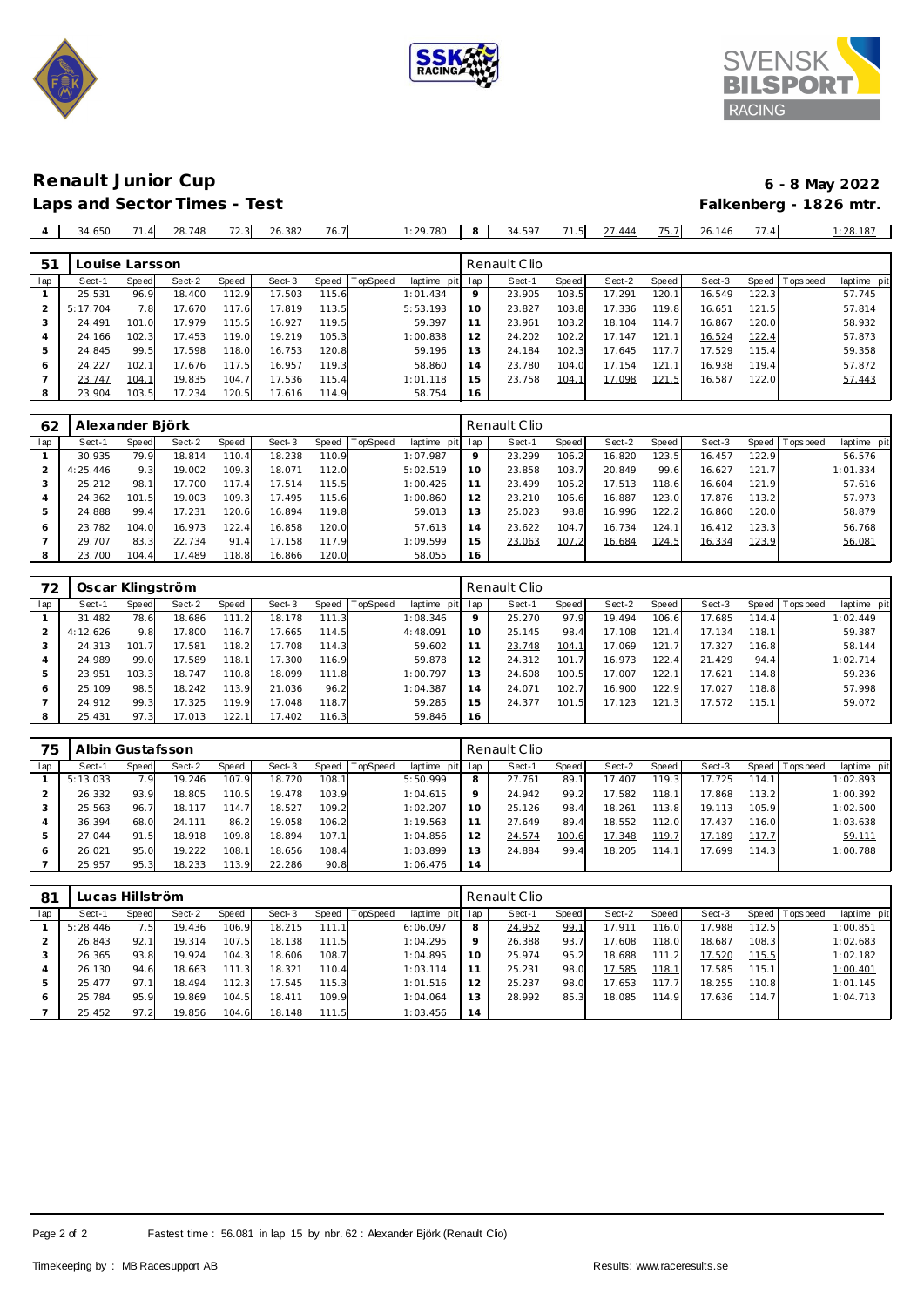# Renault Junior Cup

**6 - 8 May 2022**

## Laps and Sector Times - Test

**Falkenberg - 1826 mtr.**

| | | | | | | | | | | | | | | | | | | |
|---|---|---|---|---|---|---|---|---|---|---|---|---|---|---|---|---|---|---|
| 4 | 34.650 | 71.4 | 28.748 | 72.3 | 26.382 | 76.7 | | 1:29.780 | 8 | 34.597 | 71.5 | 27.444 | 75.7 | 26.146 | 77.4 | | 1:28.187 |

| 51 | Louise Larsson | | | | | | | | Renault Clio | | | | | | | | |
|---|---|---|---|---|---|---|---|---|---|---|---|---|---|---|---|---|---|
| lap | Sect-1 | Speed | Sect-2 | Speed | Sect-3 | Speed | TopSpeed | laptime pit | lap | Sect-1 | Speed | Sect-2 | Speed | Sect-3 | Speed | Topspeed | laptime pit |
| 1 | 25.531 | 96.9 | 18.400 | 112.9 | 17.503 | 115.6 | | 1:01.434 | 9 | 23.905 | 103.5 | 17.291 | 120.1 | 16.549 | 122.3 | | 57.745 |
| 2 | 5:17.704 | 7.8 | 17.670 | 117.6 | 17.819 | 113.5 | | 5:53.193 | 10 | 23.827 | 103.8 | 17.336 | 119.8 | 16.651 | 121.5 | | 57.814 |
| 3 | 24.491 | 101.0 | 17.979 | 115.5 | 16.927 | 119.5 | | 59.397 | 11 | 23.961 | 103.2 | 18.104 | 114.7 | 16.867 | 120.0 | | 58.932 |
| 4 | 24.166 | 102.3 | 17.453 | 119.0 | 19.219 | 105.3 | | 1:00.838 | 12 | 24.202 | 102.2 | 17.147 | 121.1 | 16.524 | 122.4 | | 57.873 |
| 5 | 24.845 | 99.5 | 17.598 | 118.0 | 16.753 | 120.8 | | 59.196 | 13 | 24.184 | 102.3 | 17.645 | 117.7 | 17.529 | 115.4 | | 59.358 |
| 6 | 24.227 | 102.1 | 17.676 | 117.5 | 16.957 | 119.3 | | 58.860 | 14 | 23.780 | 104.0 | 17.154 | 121.1 | 16.938 | 119.4 | | 57.872 |
| 7 | 23.747 | 104.1 | 19.835 | 104.7 | 17.536 | 115.4 | | 1:01.118 | 15 | 23.758 | 104.1 | 17.098 | 121.5 | 16.587 | 122.0 | | 57.443 |
| 8 | 23.904 | 103.5 | 17.234 | 120.5 | 17.616 | 114.9 | | 58.754 | 16 | | | | | | | | |

| 62 | Alexander Björk | | | | | | | | Renault Clio | | | | | | | | |
|---|---|---|---|---|---|---|---|---|---|---|---|---|---|---|---|---|---|
| lap | Sect-1 | Speed | Sect-2 | Speed | Sect-3 | Speed | TopSpeed | laptime pit | lap | Sect-1 | Speed | Sect-2 | Speed | Sect-3 | Speed | Topspeed | laptime pit |
| 1 | 30.935 | 79.9 | 18.814 | 110.4 | 18.238 | 110.9 | | 1:07.987 | 9 | 23.299 | 106.2 | 16.820 | 123.5 | 16.457 | 122.9 | | 56.576 |
| 2 | 4:25.446 | 9.3 | 19.002 | 109.3 | 18.071 | 112.0 | | 5:02.519 | 10 | 23.858 | 103.7 | 20.849 | 99.6 | 16.627 | 121.7 | | 1:01.334 |
| 3 | 25.212 | 98.1 | 17.700 | 117.4 | 17.514 | 115.5 | | 1:00.426 | 11 | 23.499 | 105.2 | 17.513 | 118.6 | 16.604 | 121.9 | | 57.616 |
| 4 | 24.362 | 101.5 | 19.003 | 109.3 | 17.495 | 115.6 | | 1:00.860 | 12 | 23.210 | 106.6 | 16.887 | 123.0 | 17.876 | 113.2 | | 57.973 |
| 5 | 24.888 | 99.4 | 17.231 | 120.6 | 16.894 | 119.8 | | 59.013 | 13 | 25.023 | 98.8 | 16.996 | 122.2 | 16.860 | 120.0 | | 58.879 |
| 6 | 23.782 | 104.0 | 16.973 | 122.4 | 16.858 | 120.0 | | 57.613 | 14 | 23.622 | 104.7 | 16.734 | 124.1 | 16.412 | 123.3 | | 56.768 |
| 7 | 29.707 | 83.3 | 22.734 | 91.4 | 17.158 | 117.9 | | 1:09.599 | 15 | 23.063 | 107.2 | 16.684 | 124.5 | 16.334 | 123.9 | | 56.081 |
| 8 | 23.700 | 104.4 | 17.489 | 118.8 | 16.866 | 120.0 | | 58.055 | 16 | | | | | | | | |

| 72 | Oscar Klingström | | | | | | | | Renault Clio | | | | | | | | |
|---|---|---|---|---|---|---|---|---|---|---|---|---|---|---|---|---|---|
| lap | Sect-1 | Speed | Sect-2 | Speed | Sect-3 | Speed | TopSpeed | laptime pit | lap | Sect-1 | Speed | Sect-2 | Speed | Sect-3 | Speed | Topspeed | laptime pit |
| 1 | 31.482 | 78.6 | 18.686 | 111.2 | 18.178 | 111.3 | | 1:08.346 | 9 | 25.270 | 97.9 | 19.494 | 106.6 | 17.685 | 114.4 | | 1:02.449 |
| 2 | 4:12.626 | 9.8 | 17.800 | 116.7 | 17.665 | 114.5 | | 4:48.091 | 10 | 25.145 | 98.4 | 17.108 | 121.4 | 17.134 | 118.1 | | 59.387 |
| 3 | 24.313 | 101.7 | 17.581 | 118.2 | 17.708 | 114.3 | | 59.602 | 11 | 23.748 | 104.1 | 17.069 | 121.7 | 17.327 | 116.8 | | 58.144 |
| 4 | 24.989 | 99.0 | 17.589 | 118.1 | 17.300 | 116.9 | | 59.878 | 12 | 24.312 | 101.7 | 16.973 | 122.4 | 21.429 | 94.4 | | 1:02.714 |
| 5 | 23.951 | 103.3 | 18.747 | 110.8 | 18.099 | 111.8 | | 1:00.797 | 13 | 24.608 | 100.5 | 17.007 | 122.1 | 17.621 | 114.8 | | 59.236 |
| 6 | 25.109 | 98.5 | 18.242 | 113.9 | 21.036 | 96.2 | | 1:04.387 | 14 | 24.071 | 102.7 | 16.900 | 122.9 | 17.027 | 118.8 | | 57.998 |
| 7 | 24.912 | 99.3 | 17.325 | 119.9 | 17.048 | 118.7 | | 59.285 | 15 | 24.377 | 101.5 | 17.123 | 121.3 | 17.572 | 115.1 | | 59.072 |
| 8 | 25.431 | 97.3 | 17.013 | 122.1 | 17.402 | 116.3 | | 59.846 | 16 | | | | | | | | |

| 75 | Albin Gustafsson | | | | | | | | Renault Clio | | | | | | | | |
|---|---|---|---|---|---|---|---|---|---|---|---|---|---|---|---|---|---|
| lap | Sect-1 | Speed | Sect-2 | Speed | Sect-3 | Speed | TopSpeed | laptime pit | lap | Sect-1 | Speed | Sect-2 | Speed | Sect-3 | Speed | Topspeed | laptime pit |
| 1 | 5:13.033 | 7.9 | 19.246 | 107.9 | 18.720 | 108.1 | | 5:50.999 | 8 | 27.761 | 89.1 | 17.407 | 119.3 | 17.725 | 114.1 | | 1:02.893 |
| 2 | 26.332 | 93.9 | 18.805 | 110.5 | 19.478 | 103.9 | | 1:04.615 | 9 | 24.942 | 99.2 | 17.582 | 118.1 | 17.868 | 113.2 | | 1:00.392 |
| 3 | 25.563 | 96.7 | 18.117 | 114.7 | 18.527 | 109.2 | | 1:02.207 | 10 | 25.126 | 98.4 | 18.261 | 113.8 | 19.113 | 105.9 | | 1:02.500 |
| 4 | 36.394 | 68.0 | 24.111 | 86.2 | 19.058 | 106.2 | | 1:19.563 | 11 | 27.649 | 89.4 | 18.552 | 112.0 | 17.437 | 116.0 | | 1:03.638 |
| 5 | 27.044 | 91.5 | 18.918 | 109.8 | 18.894 | 107.1 | | 1:04.856 | 12 | 24.574 | 100.6 | 17.348 | 119.7 | 17.189 | 117.7 | | 59.111 |
| 6 | 26.021 | 95.0 | 19.222 | 108.1 | 18.656 | 108.4 | | 1:03.899 | 13 | 24.884 | 99.4 | 18.205 | 114.1 | 17.699 | 114.3 | | 1:00.788 |
| 7 | 25.957 | 95.3 | 18.233 | 113.9 | 22.286 | 90.8 | | 1:06.476 | 14 | | | | | | | | |

| 81 | Lucas Hillström | | | | | | | | Renault Clio | | | | | | | | |
|---|---|---|---|---|---|---|---|---|---|---|---|---|---|---|---|---|---|
| lap | Sect-1 | Speed | Sect-2 | Speed | Sect-3 | Speed | TopSpeed | laptime pit | lap | Sect-1 | Speed | Sect-2 | Speed | Sect-3 | Speed | Topspeed | laptime pit |
| 1 | 5:28.446 | 7.5 | 19.436 | 106.9 | 18.215 | 111.1 | | 6:06.097 | 8 | 24.952 | 99.1 | 17.911 | 116.0 | 17.988 | 112.5 | | 1:00.851 |
| 2 | 26.843 | 92.1 | 19.314 | 107.5 | 18.138 | 111.5 | | 1:04.295 | 9 | 26.388 | 93.7 | 17.608 | 118.0 | 18.687 | 108.3 | | 1:02.683 |
| 3 | 26.365 | 93.8 | 19.924 | 104.3 | 18.606 | 108.7 | | 1:04.895 | 10 | 25.974 | 95.2 | 18.688 | 111.2 | 17.520 | 115.5 | | 1:02.182 |
| 4 | 26.130 | 94.6 | 18.663 | 111.3 | 18.321 | 110.4 | | 1:03.114 | 11 | 25.231 | 98.0 | 17.585 | 118.1 | 17.585 | 115.1 | | 1:00.401 |
| 5 | 25.477 | 97.1 | 18.494 | 112.3 | 17.545 | 115.3 | | 1:01.516 | 12 | 25.237 | 98.0 | 17.653 | 117.7 | 18.255 | 110.8 | | 1:01.145 |
| 6 | 25.784 | 95.9 | 19.869 | 104.5 | 18.411 | 109.9 | | 1:04.064 | 13 | 28.992 | 85.3 | 18.085 | 114.9 | 17.636 | 114.7 | | 1:04.713 |
| 7 | 25.452 | 97.2 | 19.856 | 104.6 | 18.148 | 111.5 | | 1:03.456 | 14 | | | | | | | | |

Fastest time : 56.081 in lap 15 by nbr. 62 : Alexander Björk (Renault Clio)

Timekeeping by : MB Racesupport AB

Results: www.raceresults.se